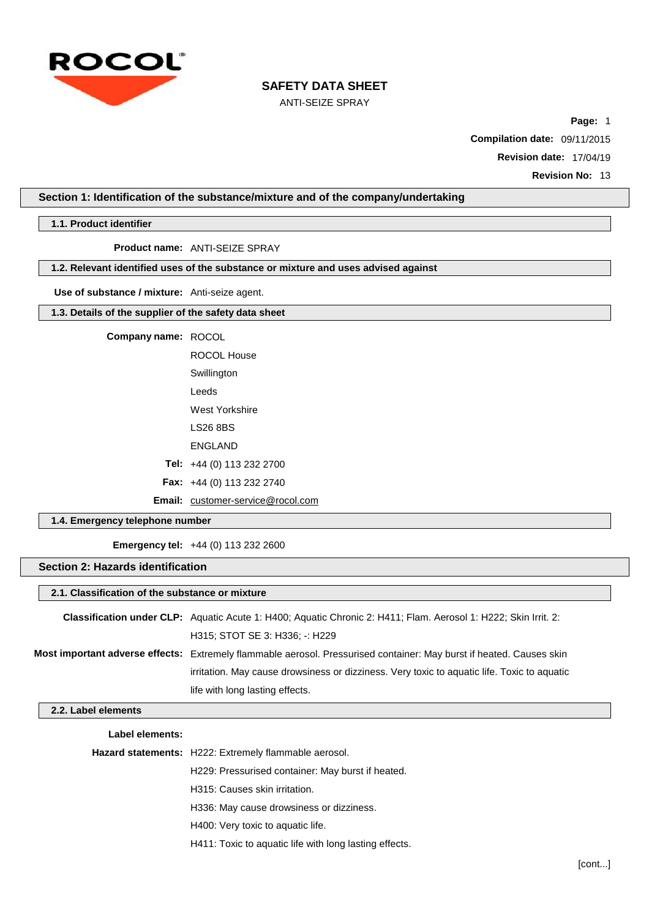ROCOL

# SAFETY DATA SHEET

ANTI-SEIZE SPRAY

**Page:** 1

**Compilation date:** 09/11/2015

**Revision date:** 17/04/19

**Revision No:** 13

## Section 1: Identification of the substance/mixture and of the company/undertaking

### 1.1. Product identifier

**Product name:** ANTI-SEIZE SPRAY

### 1.2. Relevant identified uses of the substance or mixture and uses advised against

**Use of substance / mixture:** Anti-seize agent.

### 1.3. Details of the supplier of the safety data sheet

**Company name:** ROCOL

ROCOL House

Swillington

Leeds

West Yorkshire

LS26 8BS

ENGLAND

**Tel:** +44 (0) 113 232 2700

**Fax:** +44 (0) 113 232 2740

**Email:** customer-service@rocol.com

### 1.4. Emergency telephone number

**Emergency tel:** +44 (0) 113 232 2600

## Section 2: Hazards identification

### 2.1. Classification of the substance or mixture

**Classification under CLP:** Aquatic Acute 1: H400; Aquatic Chronic 2: H411; Flam. Aerosol 1: H222; Skin Irrit. 2: H315; STOT SE 3: H336; -: H229

**Most important adverse effects:** Extremely flammable aerosol. Pressurised container: May burst if heated. Causes skin irritation. May cause drowsiness or dizziness. Very toxic to aquatic life. Toxic to aquatic life with long lasting effects.

### 2.2. Label elements

**Label elements:**

**Hazard statements:** H222: Extremely flammable aerosol.

H229: Pressurised container: May burst if heated.

H315: Causes skin irritation.

H336: May cause drowsiness or dizziness.

H400: Very toxic to aquatic life.

H411: Toxic to aquatic life with long lasting effects.

[cont...]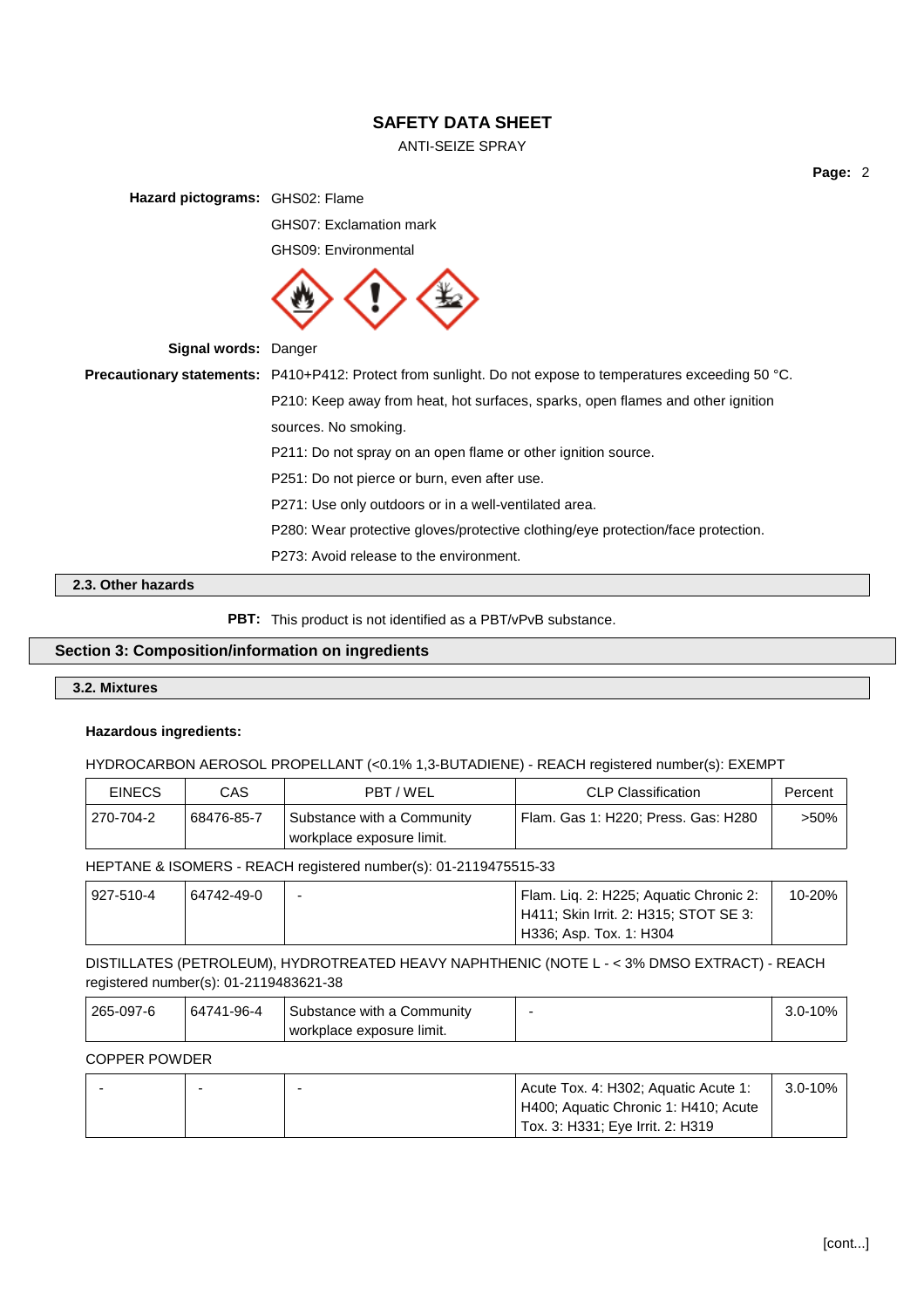**Hazard pictograms:** GHS02: Flame

GHS07: Exclamation mark

GHS09: Environmental

**Signal words:** Danger

**Precautionary statements:** P410+P412: Protect from sunlight. Do not expose to temperatures exceeding 50 °C.

P210: Keep away from heat, hot surfaces, sparks, open flames and other ignition sources. No smoking.

P211: Do not spray on an open flame or other ignition source.

P251: Do not pierce or burn, even after use.

P271: Use only outdoors or in a well-ventilated area.

P280: Wear protective gloves/protective clothing/eye protection/face protection.

P273: Avoid release to the environment.

### 2.3. Other hazards

**PBT:** This product is not identified as a PBT/vPvB substance.

## Section 3: Composition/information on ingredients

### 3.2. Mixtures

**Hazardous ingredients:**

HYDROCARBON AEROSOL PROPELLANT (<0.1% 1,3-BUTADIENE) - REACH registered number(s): EXEMPT

| EINECS | CAS | PBT / WEL | CLP Classification | Percent |
|---|---|---|---|---|
| 270-704-2 | 68476-85-7 | Substance with a Community workplace exposure limit. | Flam. Gas 1: H220; Press. Gas: H280 | >50% |

HEPTANE & ISOMERS - REACH registered number(s): 01-2119475515-33

| | | | | |
|---|---|---|---|---|
| 927-510-4 | 64742-49-0 | - | Flam. Liq. 2: H225; Aquatic Chronic 2: H411; Skin Irrit. 2: H315; STOT SE 3: H336; Asp. Tox. 1: H304 | 10-20% |

DISTILLATES (PETROLEUM), HYDROTREATED HEAVY NAPHTHENIC (NOTE L - < 3% DMSO EXTRACT) - REACH registered number(s): 01-2119483621-38

| | | | | |
|---|---|---|---|---|
| 265-097-6 | 64741-96-4 | Substance with a Community workplace exposure limit. | - | 3.0-10% |

COPPER POWDER

| | | | | |
|---|---|---|---|---|
| - | - | - | Acute Tox. 4: H302; Aquatic Acute 1: H400; Aquatic Chronic 1: H410; Acute Tox. 3: H331; Eye Irrit. 2: H319 | 3.0-10% |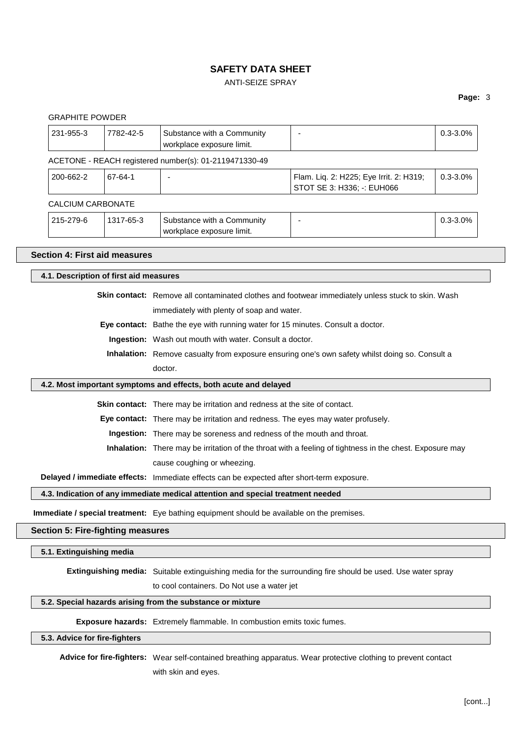GRAPHITE POWDER

| | | | | |
|---|---|---|---|---|
| 231-955-3 | 7782-42-5 | Substance with a Community workplace exposure limit. | - | 0.3-3.0% |

ACETONE - REACH registered number(s): 01-2119471330-49

| | | | | |
|---|---|---|---|---|
| 200-662-2 | 67-64-1 | - | Flam. Liq. 2: H225; Eye Irrit. 2: H319; STOT SE 3: H336; -: EUH066 | 0.3-3.0% |

CALCIUM CARBONATE

| | | | | |
|---|---|---|---|---|
| 215-279-6 | 1317-65-3 | Substance with a Community workplace exposure limit. | - | 0.3-3.0% |

## Section 4: First aid measures

### 4.1. Description of first aid measures

**Skin contact:** Remove all contaminated clothes and footwear immediately unless stuck to skin. Wash immediately with plenty of soap and water.

**Eye contact:** Bathe the eye with running water for 15 minutes. Consult a doctor.

**Ingestion:** Wash out mouth with water. Consult a doctor.

**Inhalation:** Remove casualty from exposure ensuring one's own safety whilst doing so. Consult a doctor.

### 4.2. Most important symptoms and effects, both acute and delayed

**Skin contact:** There may be irritation and redness at the site of contact.

**Eye contact:** There may be irritation and redness. The eyes may water profusely.

**Ingestion:** There may be soreness and redness of the mouth and throat.

**Inhalation:** There may be irritation of the throat with a feeling of tightness in the chest. Exposure may cause coughing or wheezing.

**Delayed / immediate effects:** Immediate effects can be expected after short-term exposure.

### 4.3. Indication of any immediate medical attention and special treatment needed

**Immediate / special treatment:** Eye bathing equipment should be available on the premises.

## Section 5: Fire-fighting measures

### 5.1. Extinguishing media

**Extinguishing media:** Suitable extinguishing media for the surrounding fire should be used. Use water spray to cool containers. Do Not use a water jet

### 5.2. Special hazards arising from the substance or mixture

**Exposure hazards:** Extremely flammable. In combustion emits toxic fumes.

### 5.3. Advice for fire-fighters

**Advice for fire-fighters:** Wear self-contained breathing apparatus. Wear protective clothing to prevent contact with skin and eyes.

[cont...]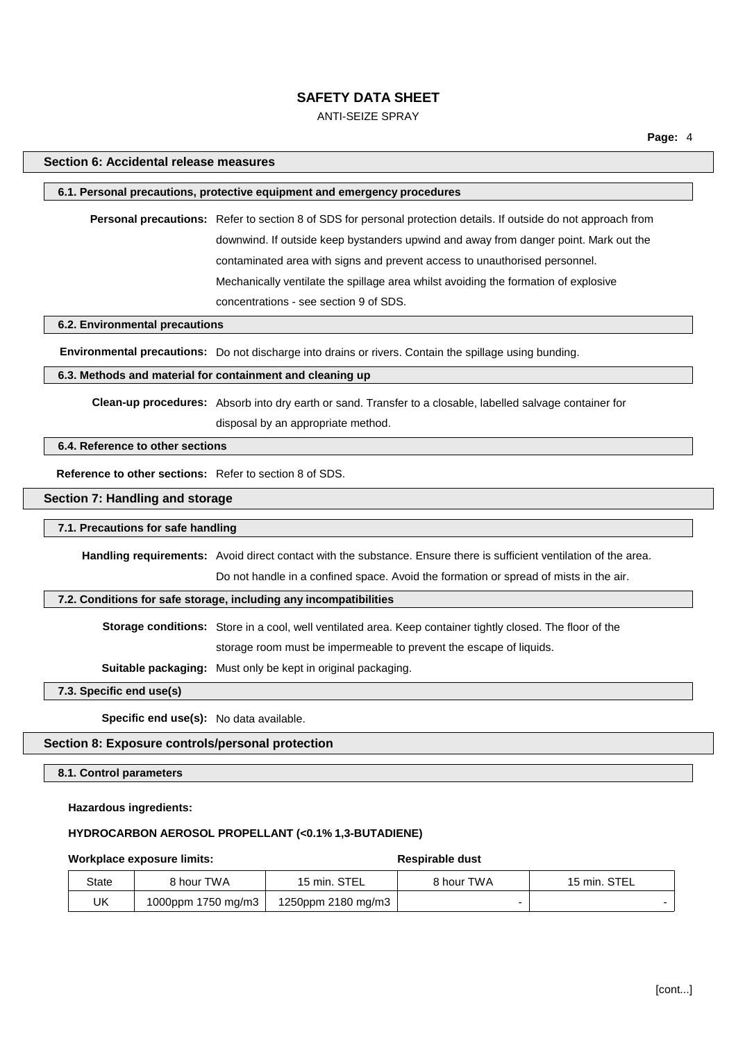## Section 6: Accidental release measures

### 6.1. Personal precautions, protective equipment and emergency procedures

**Personal precautions:** Refer to section 8 of SDS for personal protection details. If outside do not approach from downwind. If outside keep bystanders upwind and away from danger point. Mark out the contaminated area with signs and prevent access to unauthorised personnel. Mechanically ventilate the spillage area whilst avoiding the formation of explosive concentrations - see section 9 of SDS.

### 6.2. Environmental precautions

**Environmental precautions:** Do not discharge into drains or rivers. Contain the spillage using bunding.

### 6.3. Methods and material for containment and cleaning up

**Clean-up procedures:** Absorb into dry earth or sand. Transfer to a closable, labelled salvage container for disposal by an appropriate method.

### 6.4. Reference to other sections

**Reference to other sections:** Refer to section 8 of SDS.

## Section 7: Handling and storage

### 7.1. Precautions for safe handling

**Handling requirements:** Avoid direct contact with the substance. Ensure there is sufficient ventilation of the area. Do not handle in a confined space. Avoid the formation or spread of mists in the air.

### 7.2. Conditions for safe storage, including any incompatibilities

**Storage conditions:** Store in a cool, well ventilated area. Keep container tightly closed. The floor of the storage room must be impermeable to prevent the escape of liquids.

**Suitable packaging:** Must only be kept in original packaging.

### 7.3. Specific end use(s)

**Specific end use(s):** No data available.

## Section 8: Exposure controls/personal protection

### 8.1. Control parameters

**Hazardous ingredients:**

**HYDROCARBON AEROSOL PROPELLANT (<0.1% 1,3-BUTADIENE)**

**Workplace exposure limits:**

| | Workplace exposure limits: | | Respirable dust | |
|---|---|---|---|---|
| State | 8 hour TWA | 15 min. STEL | 8 hour TWA | 15 min. STEL |
| UK | 1000ppm 1750 mg/m3 | 1250ppm 2180 mg/m3 | - | - |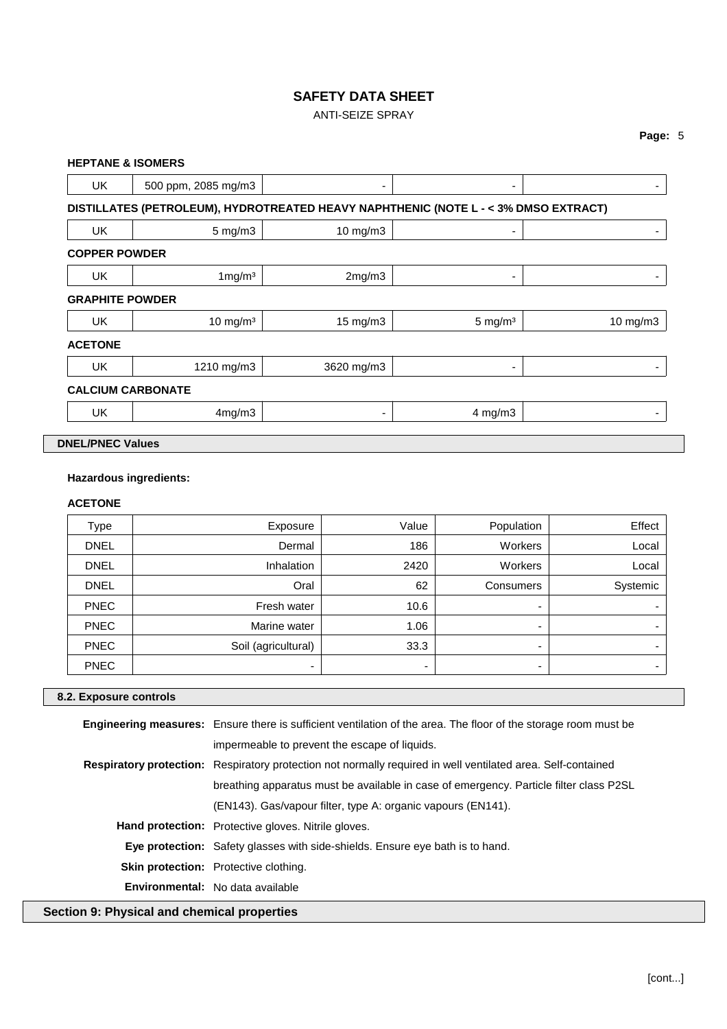**HEPTANE & ISOMERS**

| UK | 500 ppm, 2085 mg/m3 | - | - | - |
|---|---|---|---|---|

**DISTILLATES (PETROLEUM), HYDROTREATED HEAVY NAPHTHENIC (NOTE L - < 3% DMSO EXTRACT)**

| UK | 5 mg/m3 | 10 mg/m3 | - | - |
|---|---|---|---|---|

**COPPER POWDER**

| UK | 1mg/m³ | 2mg/m3 | - | - |
|---|---|---|---|---|

**GRAPHITE POWDER**

| UK | 10 mg/m³ | 15 mg/m3 | 5 mg/m³ | 10 mg/m3 |
|---|---|---|---|---|

**ACETONE**

| UK | 1210 mg/m3 | 3620 mg/m3 | - | - |
|---|---|---|---|---|

**CALCIUM CARBONATE**

| UK | 4mg/m3 | - | 4 mg/m3 | - |
|---|---|---|---|---|

**DNEL/PNEC Values**

**Hazardous ingredients:**

**ACETONE**

| Type | Exposure | Value | Population | Effect |
|---|---|---|---|---|
| DNEL | Dermal | 186 | Workers | Local |
| DNEL | Inhalation | 2420 | Workers | Local |
| DNEL | Oral | 62 | Consumers | Systemic |
| PNEC | Fresh water | 10.6 | - | - |
| PNEC | Marine water | 1.06 | - | - |
| PNEC | Soil (agricultural) | 33.3 | - | - |
| PNEC | - | - | - | - |

**8.2. Exposure controls**

**Engineering measures:** Ensure there is sufficient ventilation of the area. The floor of the storage room must be impermeable to prevent the escape of liquids.

**Respiratory protection:** Respiratory protection not normally required in well ventilated area. Self-contained breathing apparatus must be available in case of emergency. Particle filter class P2SL (EN143). Gas/vapour filter, type A: organic vapours (EN141).

**Hand protection:** Protective gloves. Nitrile gloves.

**Eye protection:** Safety glasses with side-shields. Ensure eye bath is to hand.

**Skin protection:** Protective clothing.

**Environmental:** No data available

## Section 9: Physical and chemical properties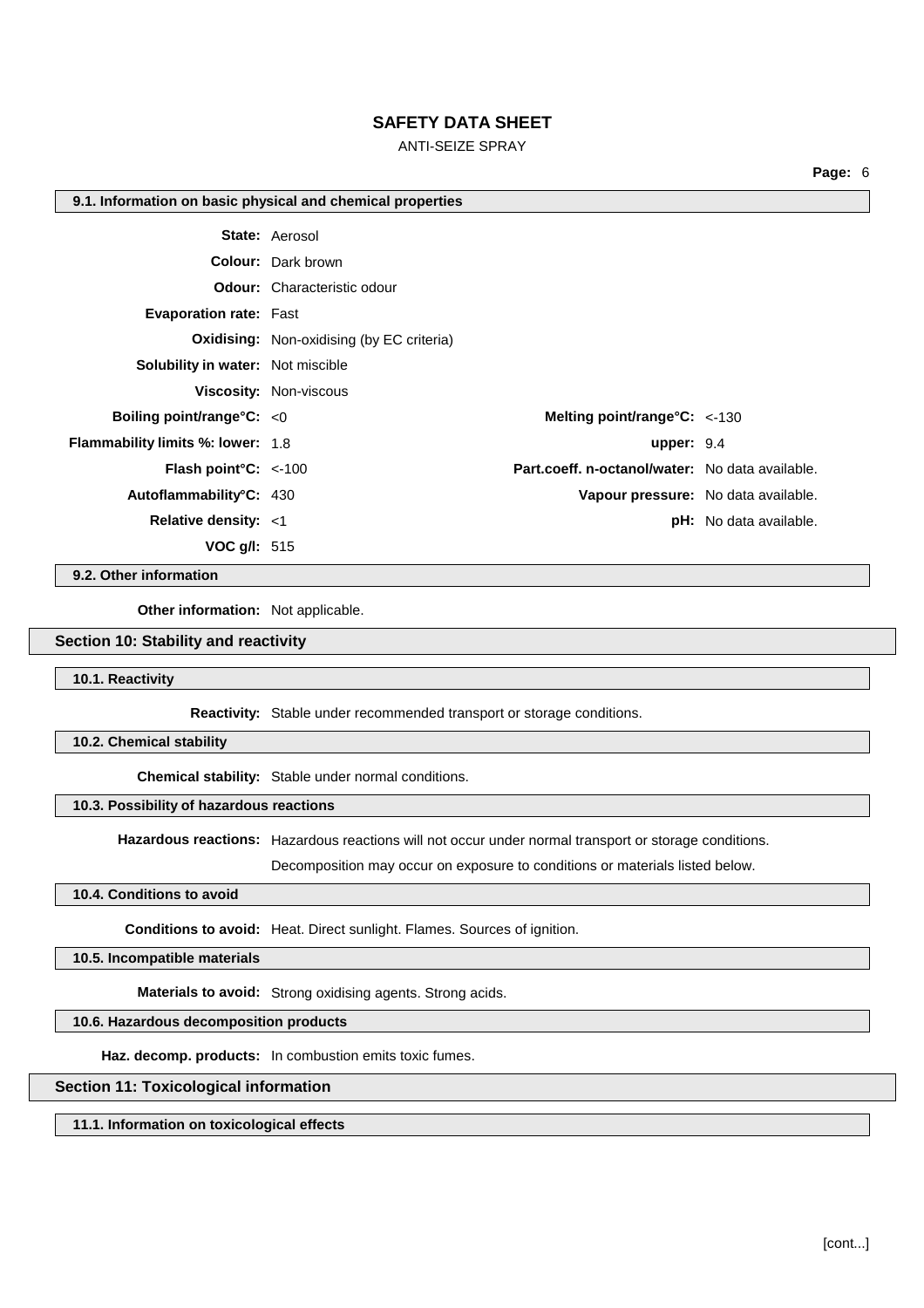### 9.1. Information on basic physical and chemical properties

**State:** Aerosol

**Colour:** Dark brown

**Odour:** Characteristic odour

**Evaporation rate:** Fast

**Oxidising:** Non-oxidising (by EC criteria)

**Solubility in water:** Not miscible

**Viscosity:** Non-viscous

| | | | |
|---|---|---|---|
| **Boiling point/range°C:** | <0 | **Melting point/range°C:** | <-130 |
| **Flammability limits %: lower:** | 1.8 | **upper:** | 9.4 |
| **Flash point°C:** | <-100 | **Part.coeff. n-octanol/water:** | No data available. |
| **Autoflammability°C:** | 430 | **Vapour pressure:** | No data available. |
| **Relative density:** | <1 | **pH:** | No data available. |
| **VOC g/l:** | 515 | | |

### 9.2. Other information

**Other information:** Not applicable.

## Section 10: Stability and reactivity

### 10.1. Reactivity

**Reactivity:** Stable under recommended transport or storage conditions.

### 10.2. Chemical stability

**Chemical stability:** Stable under normal conditions.

### 10.3. Possibility of hazardous reactions

**Hazardous reactions:** Hazardous reactions will not occur under normal transport or storage conditions.

Decomposition may occur on exposure to conditions or materials listed below.

### 10.4. Conditions to avoid

**Conditions to avoid:** Heat. Direct sunlight. Flames. Sources of ignition.

### 10.5. Incompatible materials

**Materials to avoid:** Strong oxidising agents. Strong acids.

### 10.6. Hazardous decomposition products

**Haz. decomp. products:** In combustion emits toxic fumes.

## Section 11: Toxicological information

### 11.1. Information on toxicological effects

[cont...]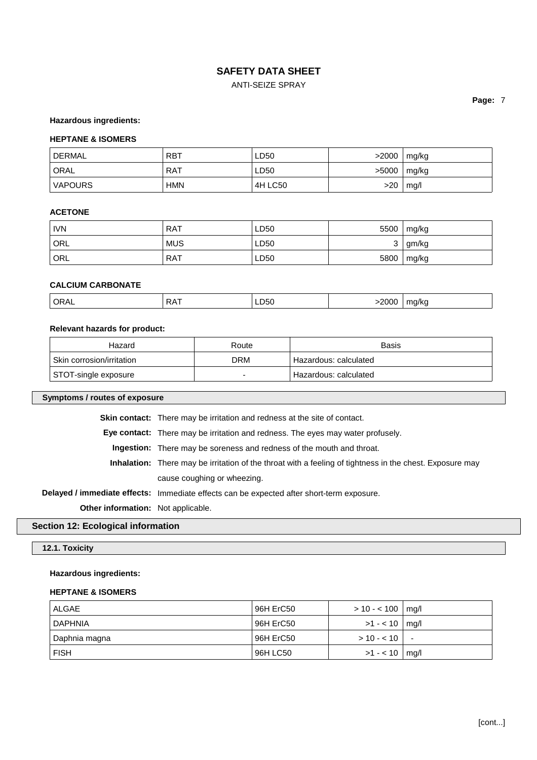**Hazardous ingredients:**

**HEPTANE & ISOMERS**

| | | | | |
|---|---|---|---|---|
| DERMAL | RBT | LD50 | >2000 | mg/kg |
| ORAL | RAT | LD50 | >5000 | mg/kg |
| VAPOURS | HMN | 4H LC50 | >20 | mg/l |

**ACETONE**

| | | | | |
|---|---|---|---|---|
| IVN | RAT | LD50 | 5500 | mg/kg |
| ORL | MUS | LD50 | 3 | gm/kg |
| ORL | RAT | LD50 | 5800 | mg/kg |

**CALCIUM CARBONATE**

| | | | | |
|---|---|---|---|---|
| ORAL | RAT | LD50 | >2000 | mg/kg |

**Relevant hazards for product:**

| Hazard | Route | Basis |
|---|---|---|
| Skin corrosion/irritation | DRM | Hazardous: calculated |
| STOT-single exposure | - | Hazardous: calculated |

### Symptoms / routes of exposure

**Skin contact:** There may be irritation and redness at the site of contact.

**Eye contact:** There may be irritation and redness. The eyes may water profusely.

**Ingestion:** There may be soreness and redness of the mouth and throat.

**Inhalation:** There may be irritation of the throat with a feeling of tightness in the chest. Exposure may cause coughing or wheezing.

**Delayed / immediate effects:** Immediate effects can be expected after short-term exposure.

**Other information:** Not applicable.

## Section 12: Ecological information

### 12.1. Toxicity

**Hazardous ingredients:**

**HEPTANE & ISOMERS**

| | | | |
|---|---|---|---|
| ALGAE | 96H ErC50 | > 10 - < 100 | mg/l |
| DAPHNIA | 96H ErC50 | >1 - < 10 | mg/l |
| Daphnia magna | 96H ErC50 | > 10 - < 10 | - |
| FISH | 96H LC50 | >1 - < 10 | mg/l |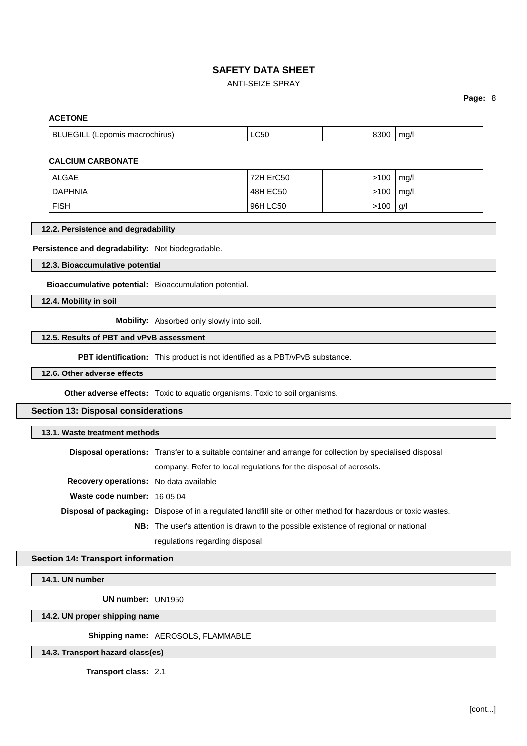**ACETONE**

| | | | |
|---|---|---|---|
| BLUEGILL (Lepomis macrochirus) | LC50 | 8300 | mg/l |

**CALCIUM CARBONATE**

| | | | |
|---|---|---|---|
| ALGAE | 72H ErC50 | >100 | mg/l |
| DAPHNIA | 48H EC50 | >100 | mg/l |
| FISH | 96H LC50 | >100 | g/l |

### 12.2. Persistence and degradability

**Persistence and degradability:** Not biodegradable.

### 12.3. Bioaccumulative potential

**Bioaccumulative potential:** Bioaccumulation potential.

### 12.4. Mobility in soil

**Mobility:** Absorbed only slowly into soil.

### 12.5. Results of PBT and vPvB assessment

**PBT identification:** This product is not identified as a PBT/vPvB substance.

### 12.6. Other adverse effects

**Other adverse effects:** Toxic to aquatic organisms. Toxic to soil organisms.

## Section 13: Disposal considerations

### 13.1. Waste treatment methods

**Disposal operations:** Transfer to a suitable container and arrange for collection by specialised disposal company. Refer to local regulations for the disposal of aerosols.

**Recovery operations:** No data available

**Waste code number:** 16 05 04

**Disposal of packaging:** Dispose of in a regulated landfill site or other method for hazardous or toxic wastes.

**NB:** The user's attention is drawn to the possible existence of regional or national regulations regarding disposal.

## Section 14: Transport information

### 14.1. UN number

**UN number:** UN1950

### 14.2. UN proper shipping name

**Shipping name:** AEROSOLS, FLAMMABLE

### 14.3. Transport hazard class(es)

**Transport class:** 2.1

[cont...]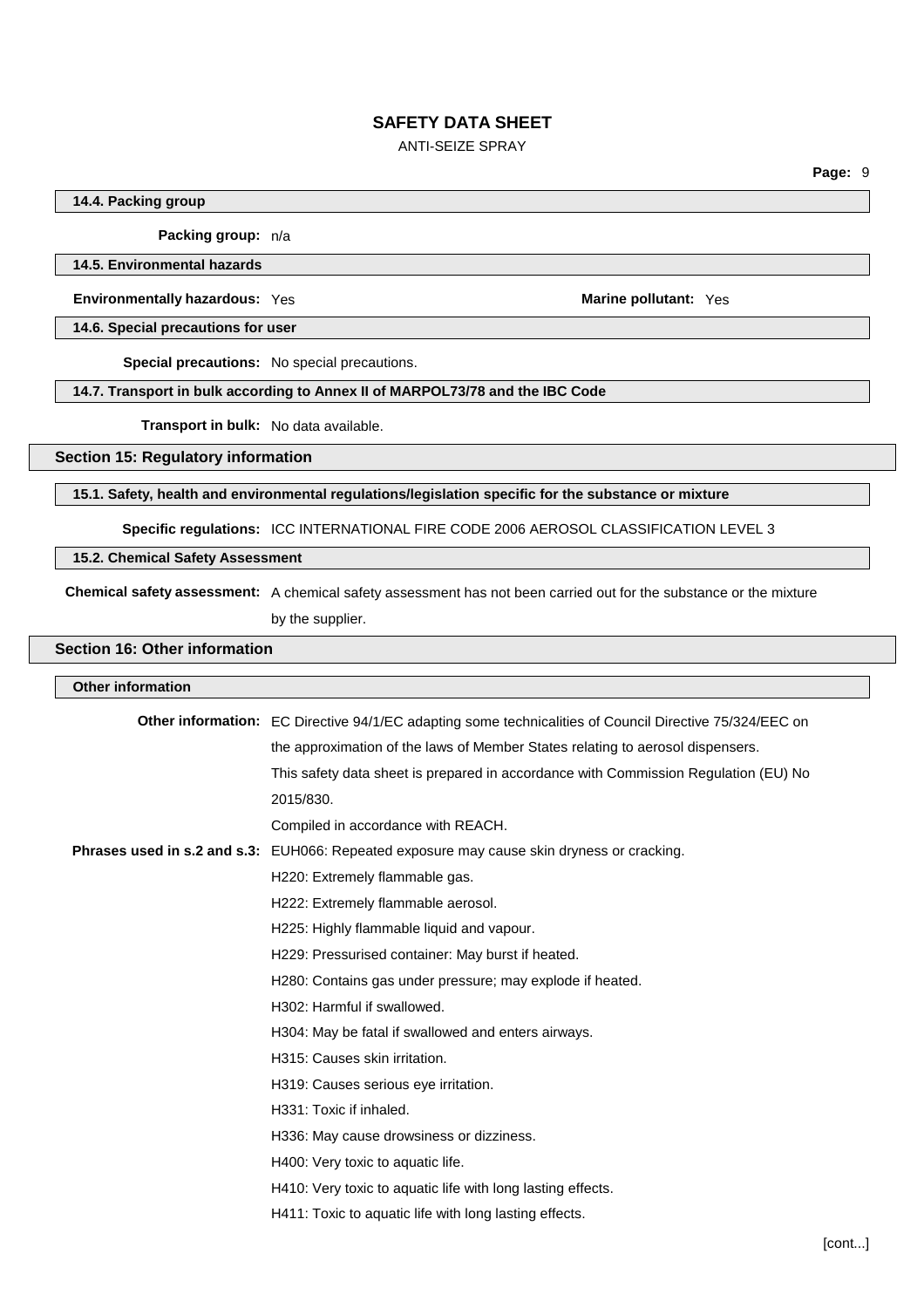### 14.4. Packing group

**Packing group:** n/a

### 14.5. Environmental hazards

**Environmentally hazardous:** Yes

**Marine pollutant:** Yes

### 14.6. Special precautions for user

**Special precautions:** No special precautions.

### 14.7. Transport in bulk according to Annex II of MARPOL73/78 and the IBC Code

**Transport in bulk:** No data available.

## Section 15: Regulatory information

### 15.1. Safety, health and environmental regulations/legislation specific for the substance or mixture

**Specific regulations:** ICC INTERNATIONAL FIRE CODE 2006 AEROSOL CLASSIFICATION LEVEL 3

### 15.2. Chemical Safety Assessment

**Chemical safety assessment:** A chemical safety assessment has not been carried out for the substance or the mixture by the supplier.

## Section 16: Other information

### Other information

**Other information:** EC Directive 94/1/EC adapting some technicalities of Council Directive 75/324/EEC on the approximation of the laws of Member States relating to aerosol dispensers.

This safety data sheet is prepared in accordance with Commission Regulation (EU) No 2015/830.

Compiled in accordance with REACH.

**Phrases used in s.2 and s.3:** EUH066: Repeated exposure may cause skin dryness or cracking.

H220: Extremely flammable gas.

H222: Extremely flammable aerosol.

H225: Highly flammable liquid and vapour.

H229: Pressurised container: May burst if heated.

H280: Contains gas under pressure; may explode if heated.

H302: Harmful if swallowed.

H304: May be fatal if swallowed and enters airways.

H315: Causes skin irritation.

H319: Causes serious eye irritation.

H331: Toxic if inhaled.

H336: May cause drowsiness or dizziness.

H400: Very toxic to aquatic life.

H410: Very toxic to aquatic life with long lasting effects.

H411: Toxic to aquatic life with long lasting effects.

[cont...]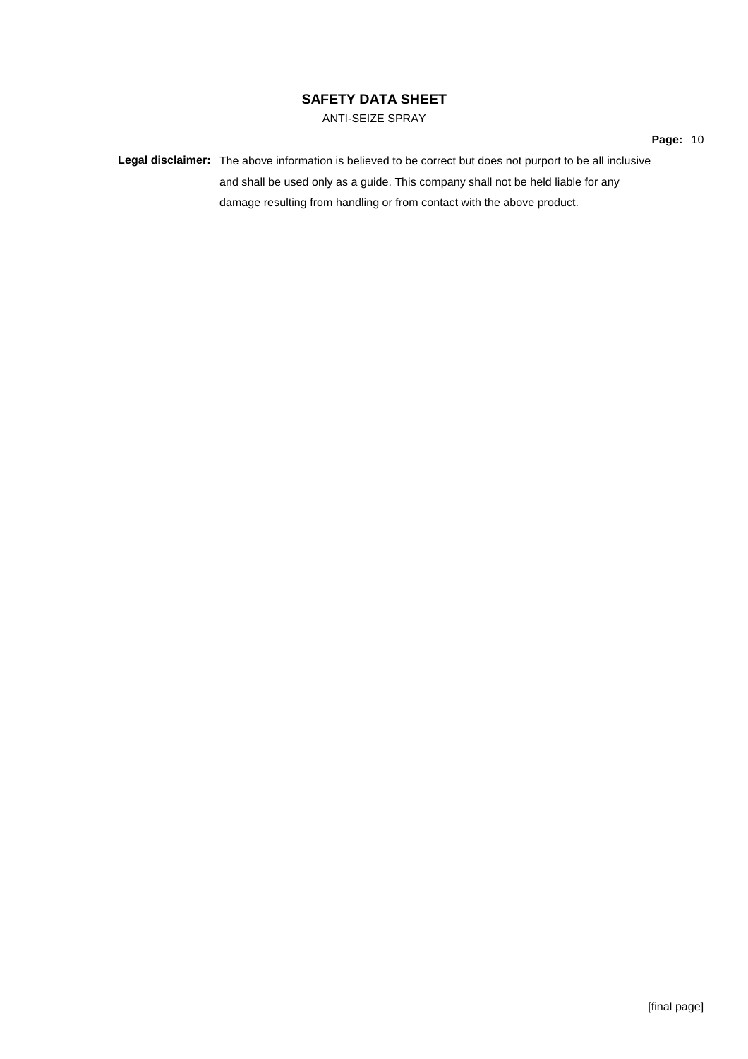**Legal disclaimer:** The above information is believed to be correct but does not purport to be all inclusive and shall be used only as a guide. This company shall not be held liable for any damage resulting from handling or from contact with the above product.

[final page]